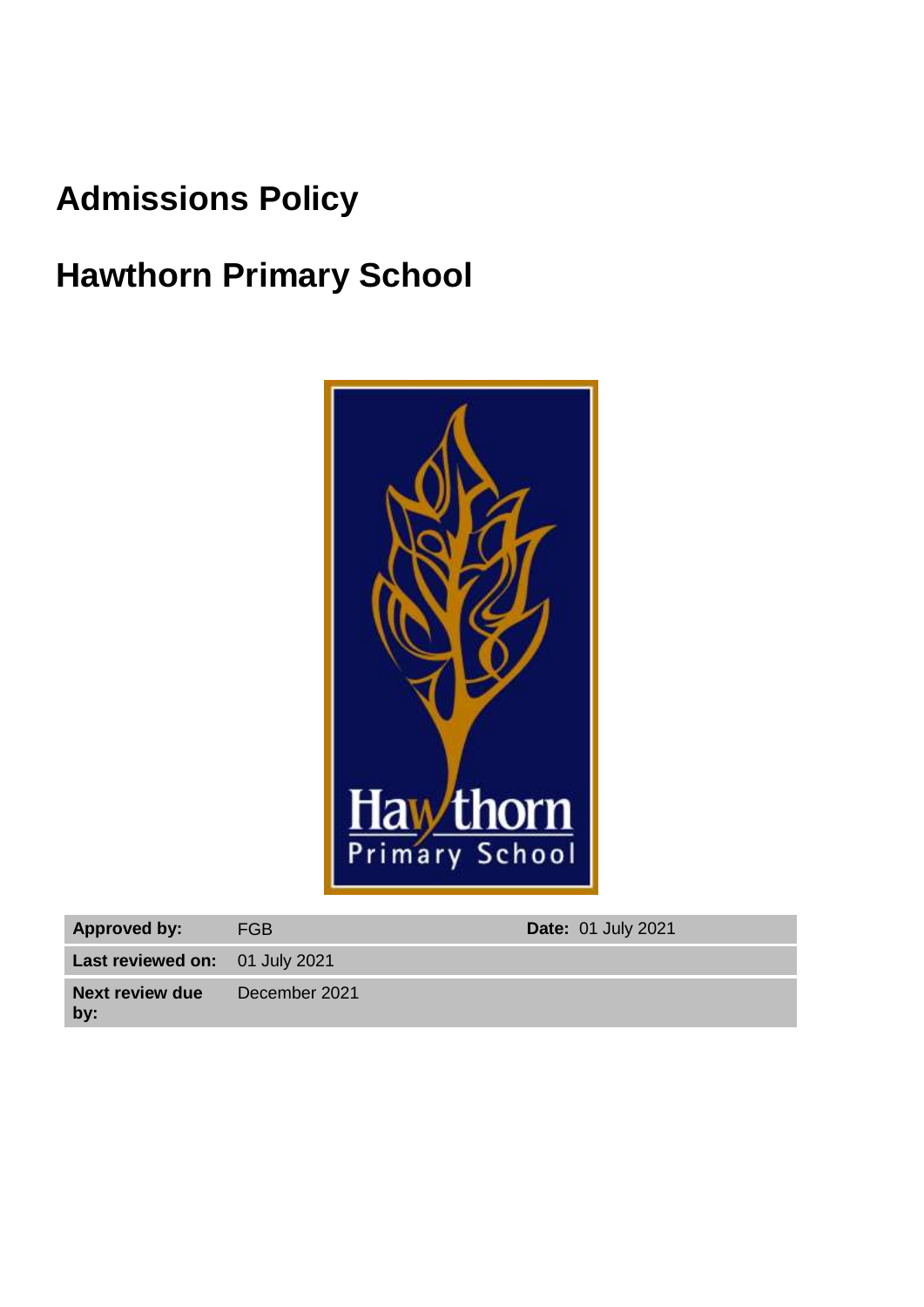# Admissions Policy

# Hawthorn Primary School

| | | | |
|---|---|---|---|
| **Approved by:** | FGB | **Date:** 01 July 2021 | |
| **Last reviewed on:** | 01 July 2021 | | |
| **Next review due by:** | December 2021 | | |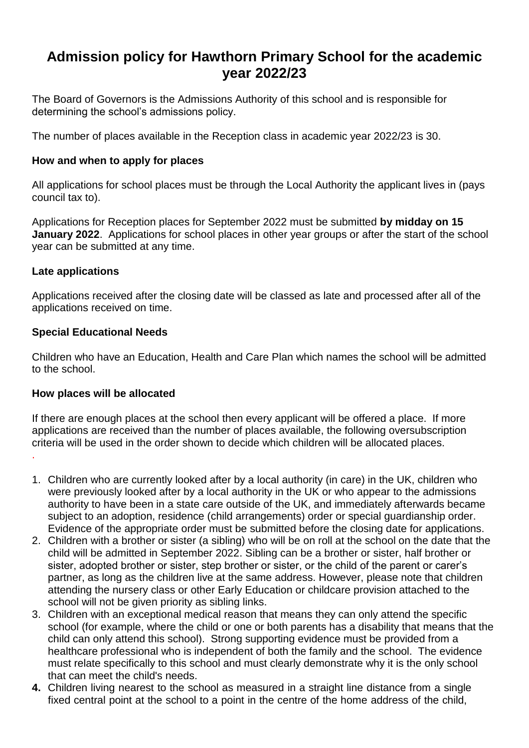# Admission policy for Hawthorn Primary School for the academic year 2022/23

The Board of Governors is the Admissions Authority of this school and is responsible for determining the school's admissions policy.

The number of places available in the Reception class in academic year 2022/23 is 30.

### How and when to apply for places

All applications for school places must be through the Local Authority the applicant lives in (pays council tax to).

Applications for Reception places for September 2022 must be submitted **by midday on 15 January 2022**. Applications for school places in other year groups or after the start of the school year can be submitted at any time.

### Late applications

Applications received after the closing date will be classed as late and processed after all of the applications received on time.

### Special Educational Needs

Children who have an Education, Health and Care Plan which names the school will be admitted to the school.

### How places will be allocated

If there are enough places at the school then every applicant will be offered a place. If more applications are received than the number of places available, the following oversubscription criteria will be used in the order shown to decide which children will be allocated places.

1. Children who are currently looked after by a local authority (in care) in the UK, children who were previously looked after by a local authority in the UK or who appear to the admissions authority to have been in a state care outside of the UK, and immediately afterwards became subject to an adoption, residence (child arrangements) order or special guardianship order. Evidence of the appropriate order must be submitted before the closing date for applications.
2. Children with a brother or sister (a sibling) who will be on roll at the school on the date that the child will be admitted in September 2022. Sibling can be a brother or sister, half brother or sister, adopted brother or sister, step brother or sister, or the child of the parent or carer's partner, as long as the children live at the same address. However, please note that children attending the nursery class or other Early Education or childcare provision attached to the school will not be given priority as sibling links.
3. Children with an exceptional medical reason that means they can only attend the specific school (for example, where the child or one or both parents has a disability that means that the child can only attend this school). Strong supporting evidence must be provided from a healthcare professional who is independent of both the family and the school. The evidence must relate specifically to this school and must clearly demonstrate why it is the only school that can meet the child's needs.
4. Children living nearest to the school as measured in a straight line distance from a single fixed central point at the school to a point in the centre of the home address of the child,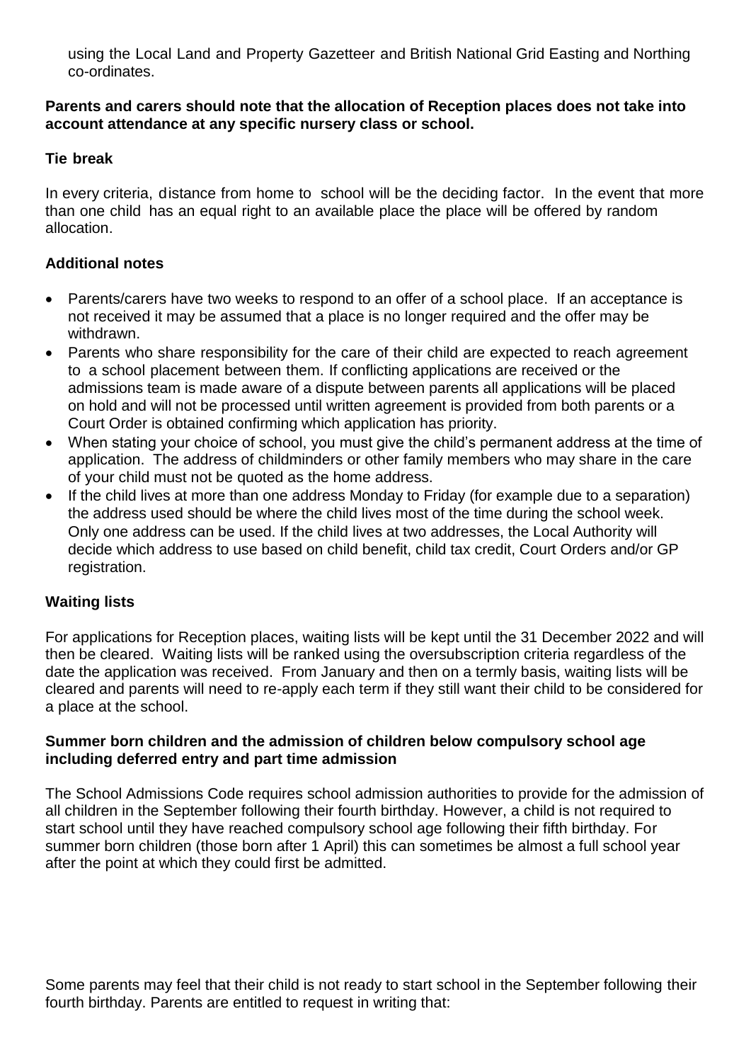using the Local Land and Property Gazetteer and British National Grid Easting and Northing co-ordinates.

**Parents and carers should note that the allocation of Reception places does not take into account attendance at any specific nursery class or school.**

### Tie break

In every criteria, distance from home to school will be the deciding factor. In the event that more than one child has an equal right to an available place the place will be offered by random allocation.

### Additional notes

- Parents/carers have two weeks to respond to an offer of a school place. If an acceptance is not received it may be assumed that a place is no longer required and the offer may be withdrawn.
- Parents who share responsibility for the care of their child are expected to reach agreement to a school placement between them. If conflicting applications are received or the admissions team is made aware of a dispute between parents all applications will be placed on hold and will not be processed until written agreement is provided from both parents or a Court Order is obtained confirming which application has priority.
- When stating your choice of school, you must give the child's permanent address at the time of application. The address of childminders or other family members who may share in the care of your child must not be quoted as the home address.
- If the child lives at more than one address Monday to Friday (for example due to a separation) the address used should be where the child lives most of the time during the school week. Only one address can be used. If the child lives at two addresses, the Local Authority will decide which address to use based on child benefit, child tax credit, Court Orders and/or GP registration.

### Waiting lists

For applications for Reception places, waiting lists will be kept until the 31 December 2022 and will then be cleared. Waiting lists will be ranked using the oversubscription criteria regardless of the date the application was received. From January and then on a termly basis, waiting lists will be cleared and parents will need to re-apply each term if they still want their child to be considered for a place at the school.

### Summer born children and the admission of children below compulsory school age including deferred entry and part time admission

The School Admissions Code requires school admission authorities to provide for the admission of all children in the September following their fourth birthday. However, a child is not required to start school until they have reached compulsory school age following their fifth birthday. For summer born children (those born after 1 April) this can sometimes be almost a full school year after the point at which they could first be admitted.

Some parents may feel that their child is not ready to start school in the September following their fourth birthday. Parents are entitled to request in writing that: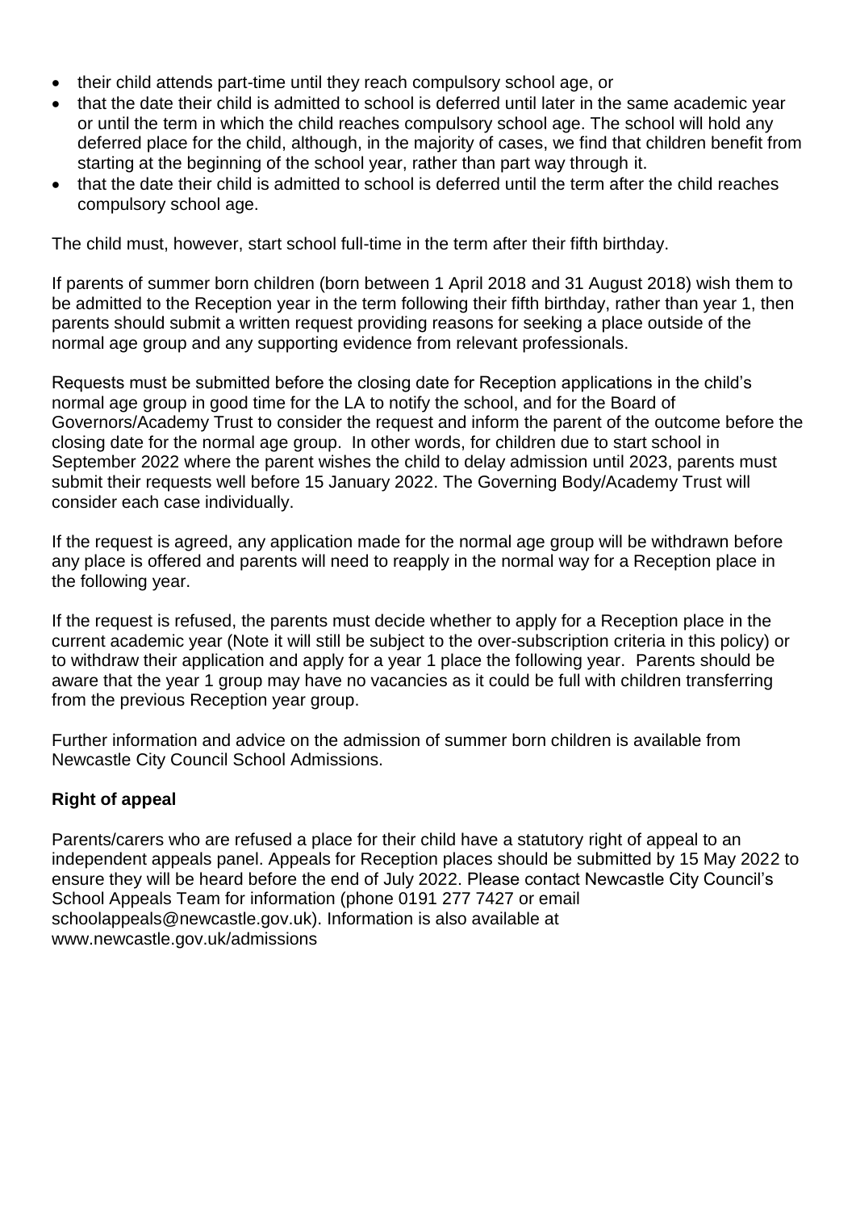- their child attends part-time until they reach compulsory school age, or
- that the date their child is admitted to school is deferred until later in the same academic year or until the term in which the child reaches compulsory school age. The school will hold any deferred place for the child, although, in the majority of cases, we find that children benefit from starting at the beginning of the school year, rather than part way through it.
- that the date their child is admitted to school is deferred until the term after the child reaches compulsory school age.

The child must, however, start school full-time in the term after their fifth birthday.

If parents of summer born children (born between 1 April 2018 and 31 August 2018) wish them to be admitted to the Reception year in the term following their fifth birthday, rather than year 1, then parents should submit a written request providing reasons for seeking a place outside of the normal age group and any supporting evidence from relevant professionals.

Requests must be submitted before the closing date for Reception applications in the child's normal age group in good time for the LA to notify the school, and for the Board of Governors/Academy Trust to consider the request and inform the parent of the outcome before the closing date for the normal age group. In other words, for children due to start school in September 2022 where the parent wishes the child to delay admission until 2023, parents must submit their requests well before 15 January 2022. The Governing Body/Academy Trust will consider each case individually.

If the request is agreed, any application made for the normal age group will be withdrawn before any place is offered and parents will need to reapply in the normal way for a Reception place in the following year.

If the request is refused, the parents must decide whether to apply for a Reception place in the current academic year (Note it will still be subject to the over-subscription criteria in this policy) or to withdraw their application and apply for a year 1 place the following year. Parents should be aware that the year 1 group may have no vacancies as it could be full with children transferring from the previous Reception year group.

Further information and advice on the admission of summer born children is available from Newcastle City Council School Admissions.

**Right of appeal**

Parents/carers who are refused a place for their child have a statutory right of appeal to an independent appeals panel. Appeals for Reception places should be submitted by 15 May 2022 to ensure they will be heard before the end of July 2022. Please contact Newcastle City Council's School Appeals Team for information (phone 0191 277 7427 or email schoolappeals@newcastle.gov.uk). Information is also available at www.newcastle.gov.uk/admissions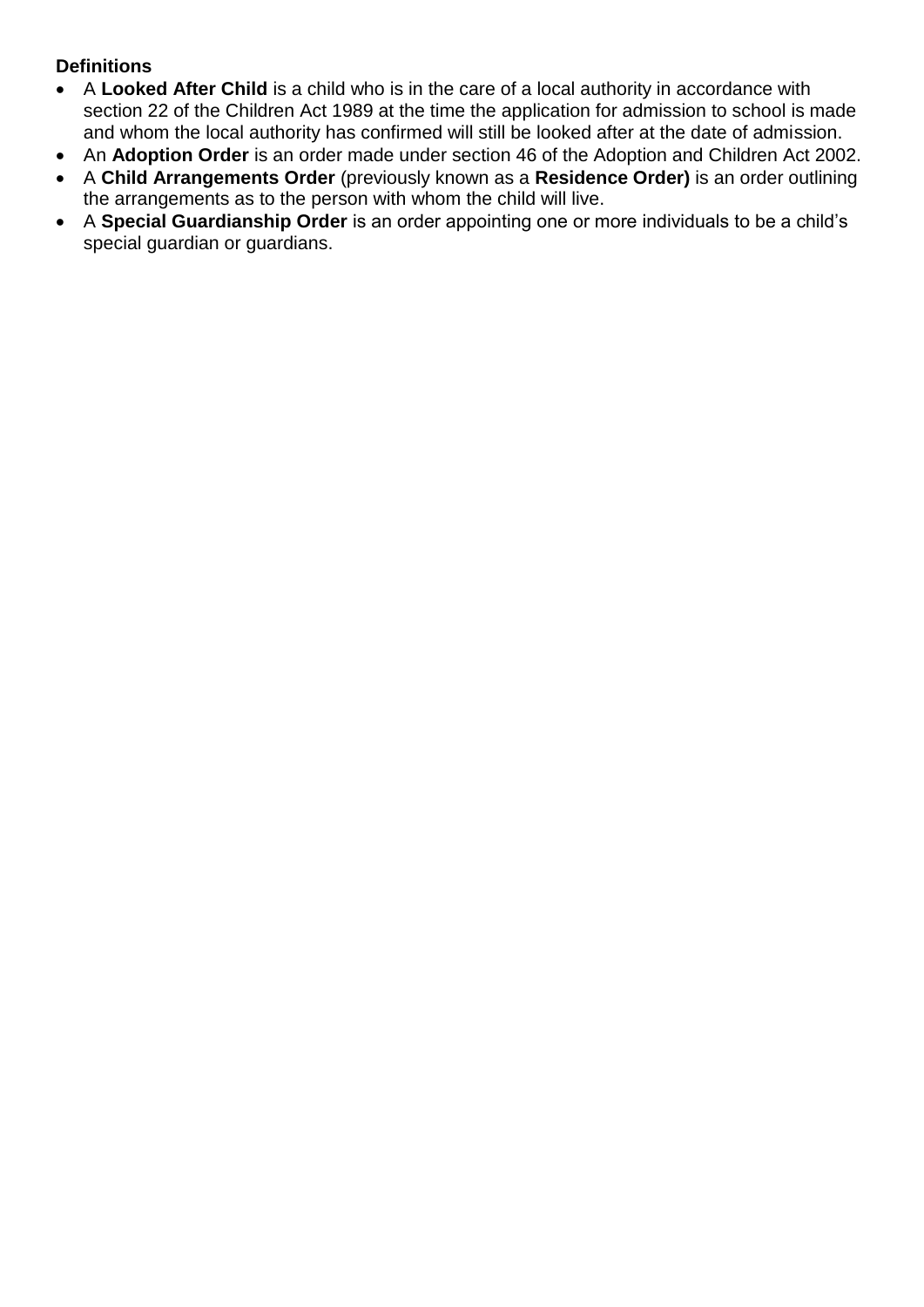**Definitions**

- A **Looked After Child** is a child who is in the care of a local authority in accordance with section 22 of the Children Act 1989 at the time the application for admission to school is made and whom the local authority has confirmed will still be looked after at the date of admission.
- An **Adoption Order** is an order made under section 46 of the Adoption and Children Act 2002.
- A **Child Arrangements Order** (previously known as a **Residence Order)** is an order outlining the arrangements as to the person with whom the child will live.
- A **Special Guardianship Order** is an order appointing one or more individuals to be a child's special guardian or guardians.